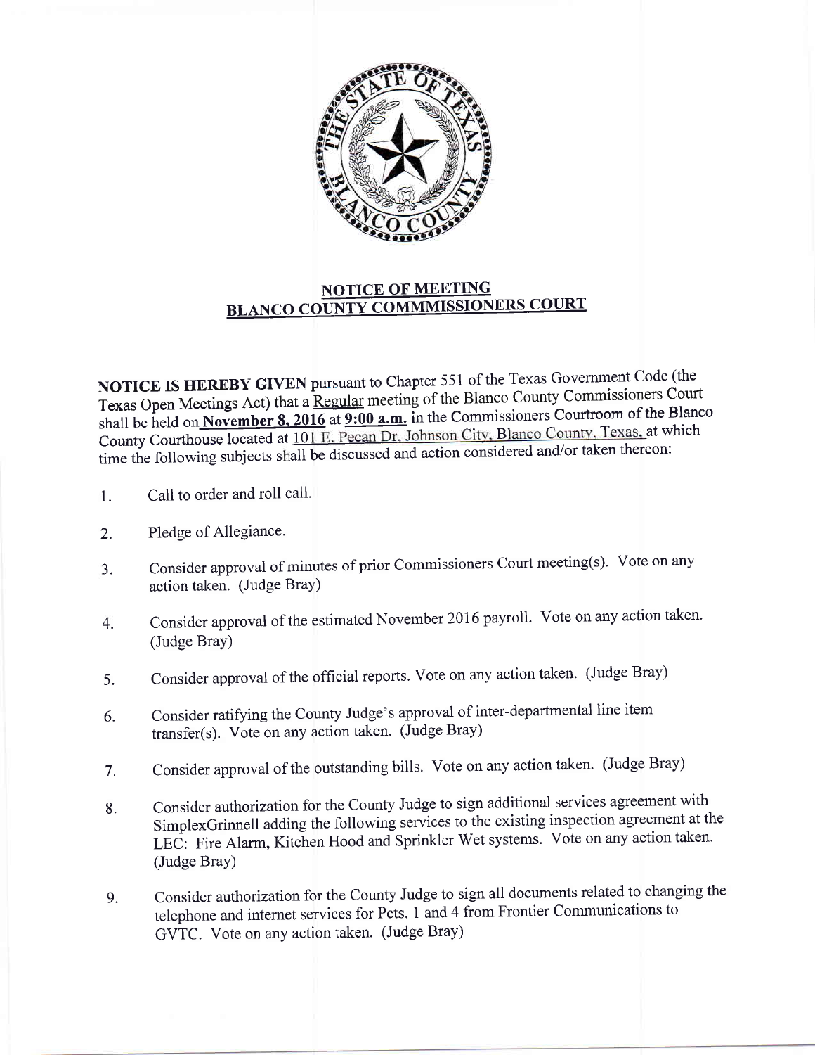## NOTICE OF MEETING
## BLANCO COUNTY COMMMISSIONERS COURT

**NOTICE IS HEREBY GIVEN** pursuant to Chapter 551 of the Texas Government Code (the Texas Open Meetings Act) that a Regular meeting of the Blanco County Commissioners Court shall be held on **November 8, 2016** at **9:00 a.m.** in the Commissioners Courtroom of the Blanco County Courthouse located at 101 E. Pecan Dr. Johnson City, Blanco County, Texas, at which time the following subjects shall be discussed and action considered and/or taken thereon:

1. Call to order and roll call.
2. Pledge of Allegiance.
3. Consider approval of minutes of prior Commissioners Court meeting(s). Vote on any action taken. (Judge Bray)
4. Consider approval of the estimated November 2016 payroll. Vote on any action taken. (Judge Bray)
5. Consider approval of the official reports. Vote on any action taken. (Judge Bray)
6. Consider ratifying the County Judge's approval of inter-departmental line item transfer(s). Vote on any action taken. (Judge Bray)
7. Consider approval of the outstanding bills. Vote on any action taken. (Judge Bray)
8. Consider authorization for the County Judge to sign additional services agreement with SimplexGrinnell adding the following services to the existing inspection agreement at the LEC: Fire Alarm, Kitchen Hood and Sprinkler Wet systems. Vote on any action taken. (Judge Bray)
9. Consider authorization for the County Judge to sign all documents related to changing the telephone and internet services for Pcts. 1 and 4 from Frontier Communications to GVTC. Vote on any action taken. (Judge Bray)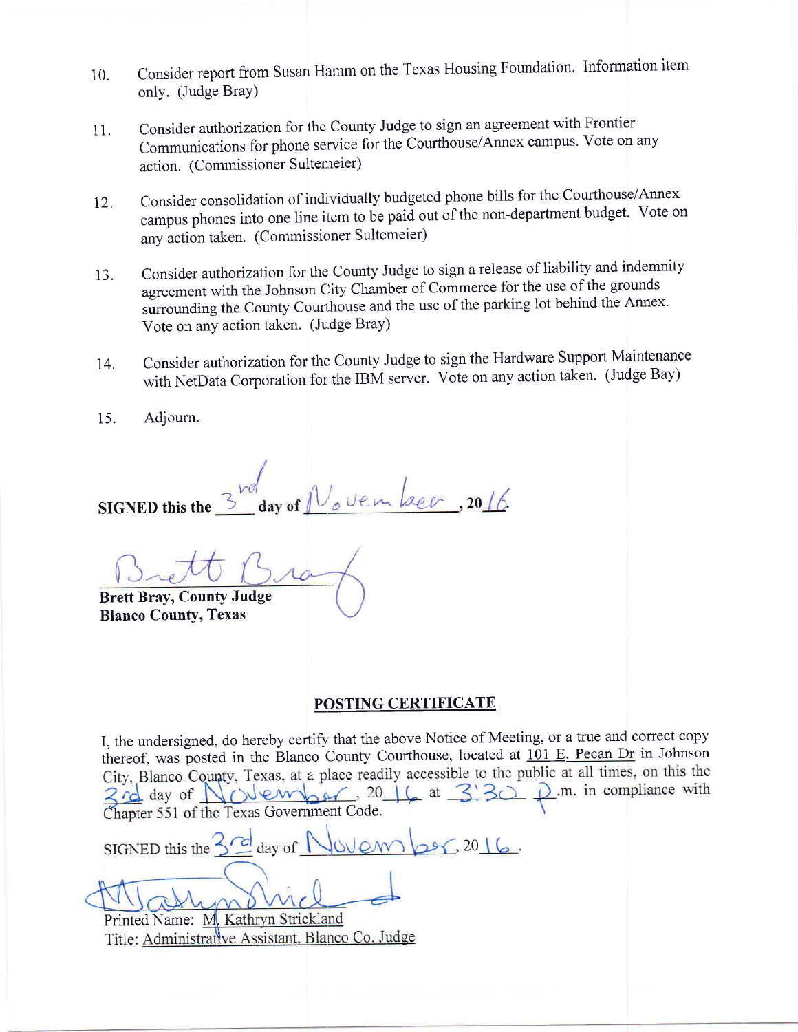10. Consider report from Susan Hamm on the Texas Housing Foundation. Information item only. (Judge Bray)

11. Consider authorization for the County Judge to sign an agreement with Frontier Communications for phone service for the Courthouse/Annex campus. Vote on any action. (Commissioner Sultemeier)

12. Consider consolidation of individually budgeted phone bills for the Courthouse/Annex campus phones into one line item to be paid out of the non-department budget. Vote on any action taken. (Commissioner Sultemeier)

13. Consider authorization for the County Judge to sign a release of liability and indemnity agreement with the Johnson City Chamber of Commerce for the use of the grounds surrounding the County Courthouse and the use of the parking lot behind the Annex. Vote on any action taken. (Judge Bray)

14. Consider authorization for the County Judge to sign the Hardware Support Maintenance with NetData Corporation for the IBM server. Vote on any action taken. (Judge Bay)

15. Adjourn.

**SIGNED this the** 3rd **day of** November **, 20**16.

Brett Bray

**Brett Bray, County Judge**
**Blanco County, Texas**

## POSTING CERTIFICATE

I, the undersigned, do hereby certify that the above Notice of Meeting, or a true and correct copy thereof, was posted in the Blanco County Courthouse, located at 101 E. Pecan Dr in Johnson City, Blanco County, Texas, at a place readily accessible to the public at all times, on this the 3rd day of November, 20 16 at 3:30 p.m. in compliance with Chapter 551 of the Texas Government Code.

SIGNED this the 3rd day of November, 20 16.

Kathryn Strickland

Printed Name: M. Kathryn Strickland
Title: Administrative Assistant, Blanco Co. Judge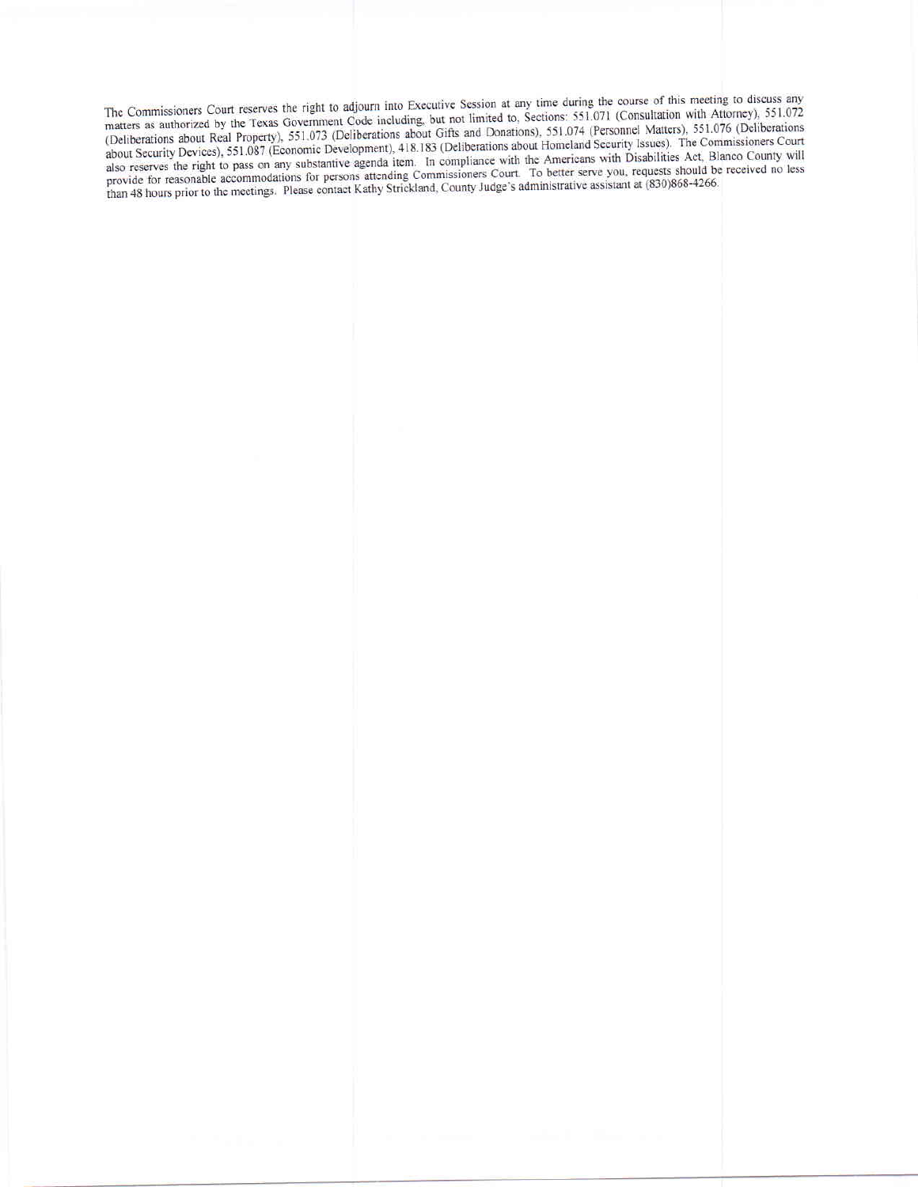The Commissioners Court reserves the right to adjourn into Executive Session at any time during the course of this meeting to discuss any matters as authorized by the Texas Government Code including, but not limited to, Sections: 551.071 (Consultation with Attorney), 551.072 (Deliberations about Real Property), 551.073 (Deliberations about Gifts and Donations), 551.074 (Personnel Matters), 551.076 (Deliberations about Security Devices), 551.087 (Economic Development), 418.183 (Deliberations about Homeland Security Issues). The Commissioners Court also reserves the right to pass on any substantive agenda item. In compliance with the Americans with Disabilities Act, Blanco County will provide for reasonable accommodations for persons attending Commissioners Court. To better serve you, requests should be received no less than 48 hours prior to the meetings. Please contact Kathy Strickland, County Judge's administrative assistant at (830)868-4266.